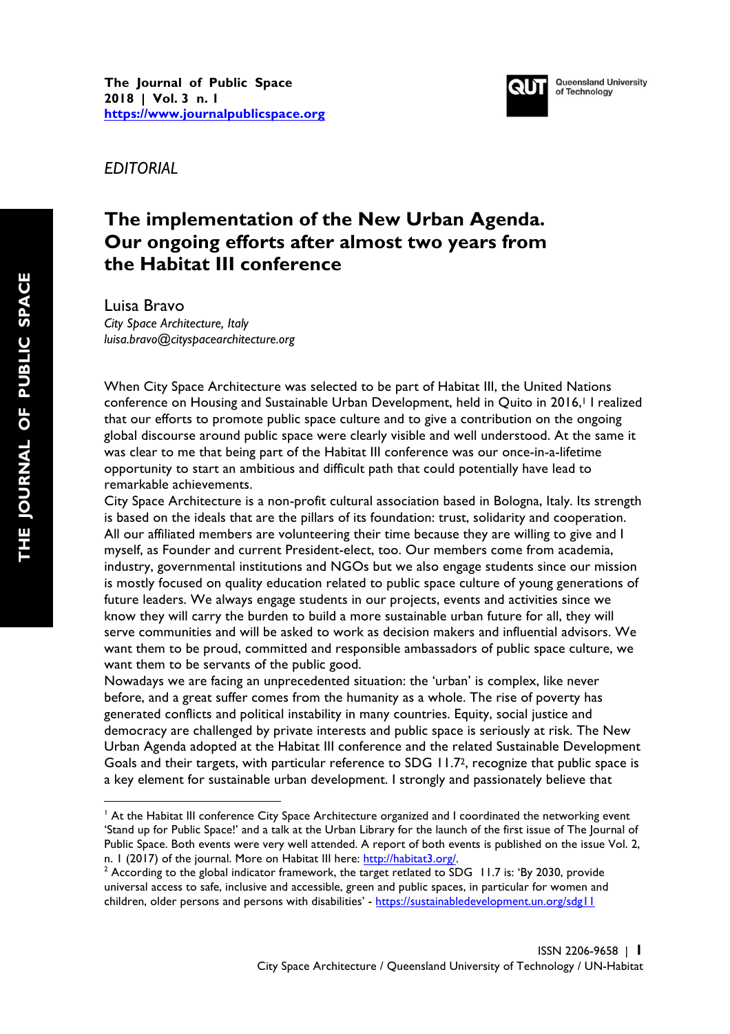*EDITORIAL*

# The implementation of the New Urban Agenda. Our ongoing efforts after almost two years from the Habitat III conference

Luisa Bravo
*City Space Architecture, Italy*
*luisa.bravo@cityspacearchitecture.org*

When City Space Architecture was selected to be part of Habitat III, the United Nations conference on Housing and Sustainable Urban Development, held in Quito in 2016,[1] I realized that our efforts to promote public space culture and to give a contribution on the ongoing global discourse around public space were clearly visible and well understood. At the same it was clear to me that being part of the Habitat III conference was our once-in-a-lifetime opportunity to start an ambitious and difficult path that could potentially have lead to remarkable achievements.
City Space Architecture is a non-profit cultural association based in Bologna, Italy. Its strength is based on the ideals that are the pillars of its foundation: trust, solidarity and cooperation. All our affiliated members are volunteering their time because they are willing to give and I myself, as Founder and current President-elect, too. Our members come from academia, industry, governmental institutions and NGOs but we also engage students since our mission is mostly focused on quality education related to public space culture of young generations of future leaders. We always engage students in our projects, events and activities since we know they will carry the burden to build a more sustainable urban future for all, they will serve communities and will be asked to work as decision makers and influential advisors. We want them to be proud, committed and responsible ambassadors of public space culture, we want them to be servants of the public good.
Nowadays we are facing an unprecedented situation: the 'urban' is complex, like never before, and a great suffer comes from the humanity as a whole. The rise of poverty has generated conflicts and political instability in many countries. Equity, social justice and democracy are challenged by private interests and public space is seriously at risk. The New Urban Agenda adopted at the Habitat III conference and the related Sustainable Development Goals and their targets, with particular reference to SDG 11.7[2], recognize that public space is a key element for sustainable urban development. I strongly and passionately believe that

[1] At the Habitat III conference City Space Architecture organized and I coordinated the networking event 'Stand up for Public Space!' and a talk at the Urban Library for the launch of the first issue of The Journal of Public Space. Both events were very well attended. A report of both events is published on the issue Vol. 2, n. 1 (2017) of the journal. More on Habitat III here: http://habitat3.org/.

[2] According to the global indicator framework, the target retlated to SDG 11.7 is: 'By 2030, provide universal access to safe, inclusive and accessible, green and public spaces, in particular for women and children, older persons and persons with disabilities' - https://sustainabledevelopment.un.org/sdg11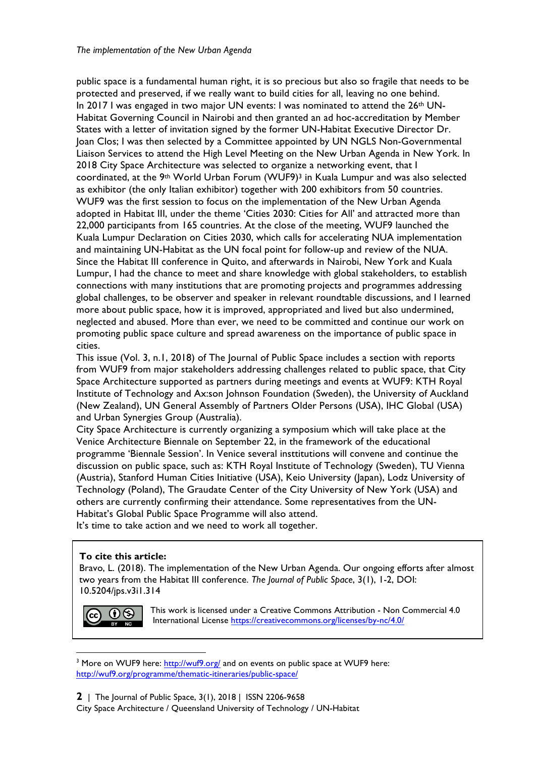public space is a fundamental human right, it is so precious but also so fragile that needs to be protected and preserved, if we really want to build cities for all, leaving no one behind.

In 2017 I was engaged in two major UN events: I was nominated to attend the 26th UN-Habitat Governing Council in Nairobi and then granted an ad hoc-accreditation by Member States with a letter of invitation signed by the former UN-Habitat Executive Director Dr. Joan Clos; I was then selected by a Committee appointed by UN NGLS Non-Governmental Liaison Services to attend the High Level Meeting on the New Urban Agenda in New York. In 2018 City Space Architecture was selected to organize a networking event, that I coordinated, at the 9th World Urban Forum (WUF9)[3] in Kuala Lumpur and was also selected as exhibitor (the only Italian exhibitor) together with 200 exhibitors from 50 countries. WUF9 was the first session to focus on the implementation of the New Urban Agenda adopted in Habitat III, under the theme 'Cities 2030: Cities for All' and attracted more than 22,000 participants from 165 countries. At the close of the meeting, WUF9 launched the Kuala Lumpur Declaration on Cities 2030, which calls for accelerating NUA implementation and maintaining UN-Habitat as the UN focal point for follow-up and review of the NUA.

Since the Habitat III conference in Quito, and afterwards in Nairobi, New York and Kuala Lumpur, I had the chance to meet and share knowledge with global stakeholders, to establish connections with many institutions that are promoting projects and programmes addressing global challenges, to be observer and speaker in relevant roundtable discussions, and I learned more about public space, how it is improved, appropriated and lived but also undermined, neglected and abused. More than ever, we need to be committed and continue our work on promoting public space culture and spread awareness on the importance of public space in cities.

This issue (Vol. 3, n.1, 2018) of The Journal of Public Space includes a section with reports from WUF9 from major stakeholders addressing challenges related to public space, that City Space Architecture supported as partners during meetings and events at WUF9: KTH Royal Institute of Technology and Ax:son Johnson Foundation (Sweden), the University of Auckland (New Zealand), UN General Assembly of Partners Older Persons (USA), IHC Global (USA) and Urban Synergies Group (Australia).

City Space Architecture is currently organizing a symposium which will take place at the Venice Architecture Biennale on September 22, in the framework of the educational programme 'Biennale Session'. In Venice several instititutions will convene and continue the discussion on public space, such as: KTH Royal Institute of Technology (Sweden), TU Vienna (Austria), Stanford Human Cities Initiative (USA), Keio University (Japan), Lodz University of Technology (Poland), The Graudate Center of the City University of New York (USA) and others are currently confirming their attendance. Some representatives from the UN-Habitat's Global Public Space Programme will also attend.

It's time to take action and we need to work all together.

**To cite this article:**

Bravo, L. (2018). The implementation of the New Urban Agenda. Our ongoing efforts after almost two years from the Habitat III conference. *The Journal of Public Space*, 3(1), 1-2, DOI: 10.5204/jps.v3i1.314

This work is licensed under a Creative Commons Attribution - Non Commercial 4.0 International License https://creativecommons.org/licenses/by-nc/4.0/

[3] More on WUF9 here: http://wuf9.org/ and on events on public space at WUF9 here: http://wuf9.org/programme/thematic-itineraries/public-space/